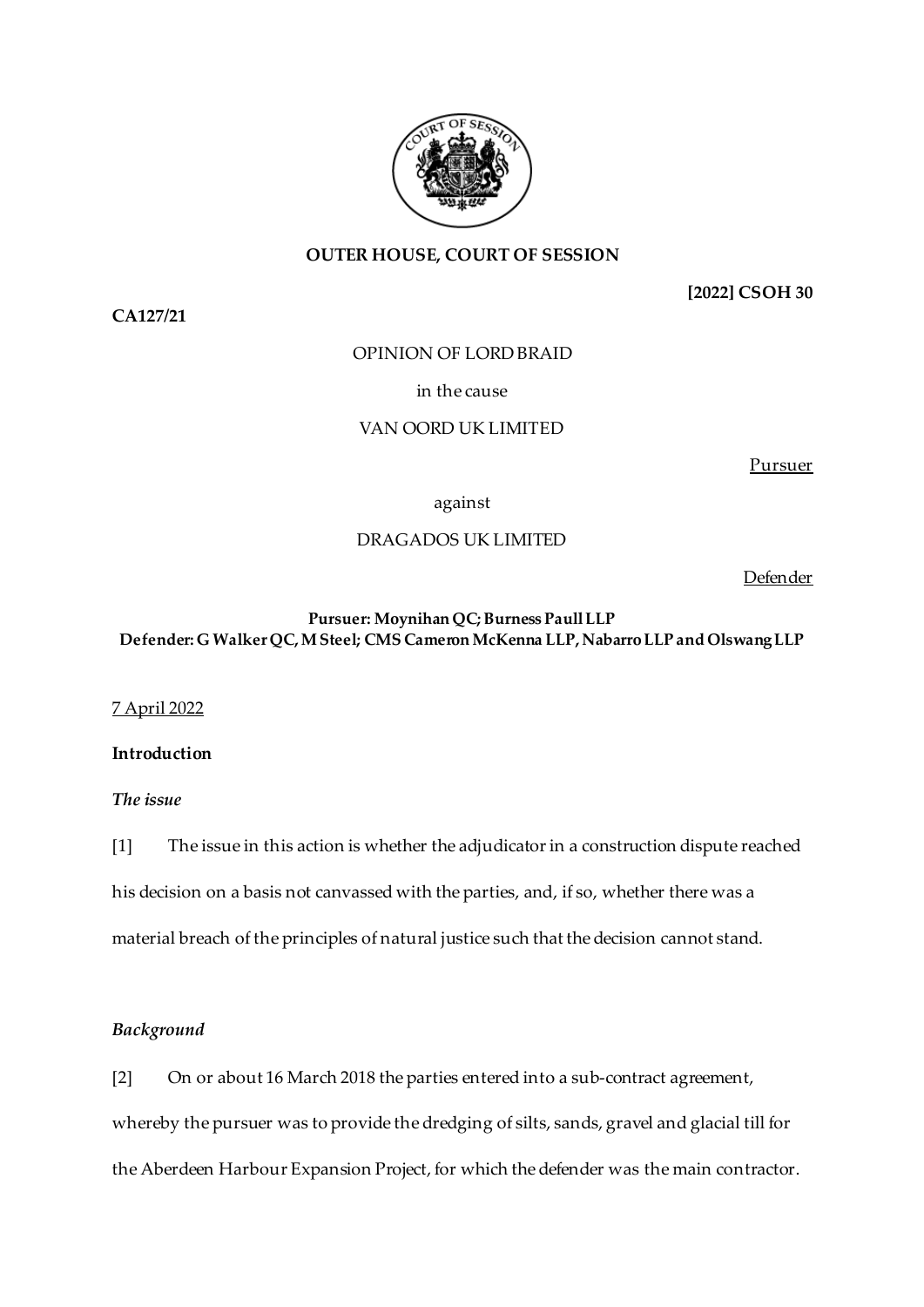**OUTER HOUSE, COURT OF SESSION**

**[2022] CSOH 30**

**CA127/21**

OPINION OF LORD BRAID

in the cause

VAN OORD UK LIMITED

Pursuer

against

DRAGADOS UK LIMITED

Defender

**Pursuer: Moynihan QC; Burness Paull LLP**
**Defender: G Walker QC, M Steel; CMS Cameron McKenna LLP, Nabarro LLP and Olswang LLP**

7 April 2022

## Introduction

### *The issue*

[1] The issue in this action is whether the adjudicator in a construction dispute reached his decision on a basis not canvassed with the parties, and, if so, whether there was a material breach of the principles of natural justice such that the decision cannot stand.

### *Background*

[2] On or about 16 March 2018 the parties entered into a sub-contract agreement, whereby the pursuer was to provide the dredging of silts, sands, gravel and glacial till for the Aberdeen Harbour Expansion Project, for which the defender was the main contractor.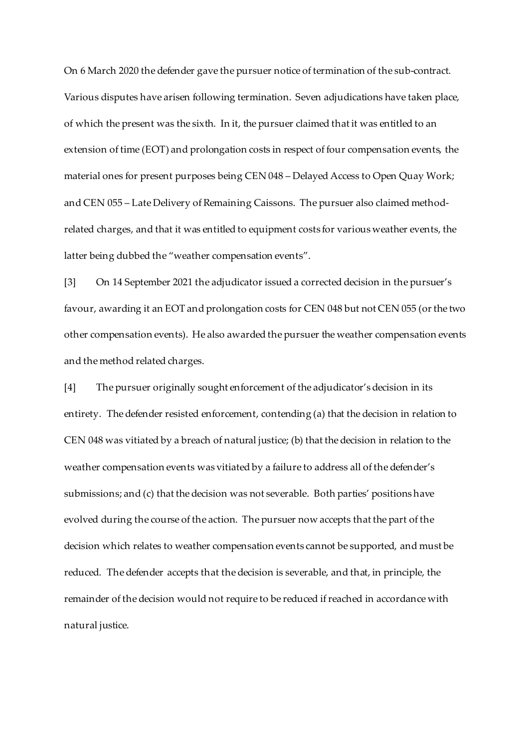On 6 March 2020 the defender gave the pursuer notice of termination of the sub-contract. Various disputes have arisen following termination. Seven adjudications have taken place, of which the present was the sixth. In it, the pursuer claimed that it was entitled to an extension of time (EOT) and prolongation costs in respect of four compensation events, the material ones for present purposes being CEN 048 – Delayed Access to Open Quay Work; and CEN 055 – Late Delivery of Remaining Caissons. The pursuer also claimed method-related charges, and that it was entitled to equipment costs for various weather events, the latter being dubbed the "weather compensation events".

[3] On 14 September 2021 the adjudicator issued a corrected decision in the pursuer's favour, awarding it an EOT and prolongation costs for CEN 048 but not CEN 055 (or the two other compensation events). He also awarded the pursuer the weather compensation events and the method related charges.

[4] The pursuer originally sought enforcement of the adjudicator's decision in its entirety. The defender resisted enforcement, contending (a) that the decision in relation to CEN 048 was vitiated by a breach of natural justice; (b) that the decision in relation to the weather compensation events was vitiated by a failure to address all of the defender's submissions; and (c) that the decision was not severable. Both parties' positions have evolved during the course of the action. The pursuer now accepts that the part of the decision which relates to weather compensation events cannot be supported, and must be reduced. The defender accepts that the decision is severable, and that, in principle, the remainder of the decision would not require to be reduced if reached in accordance with natural justice.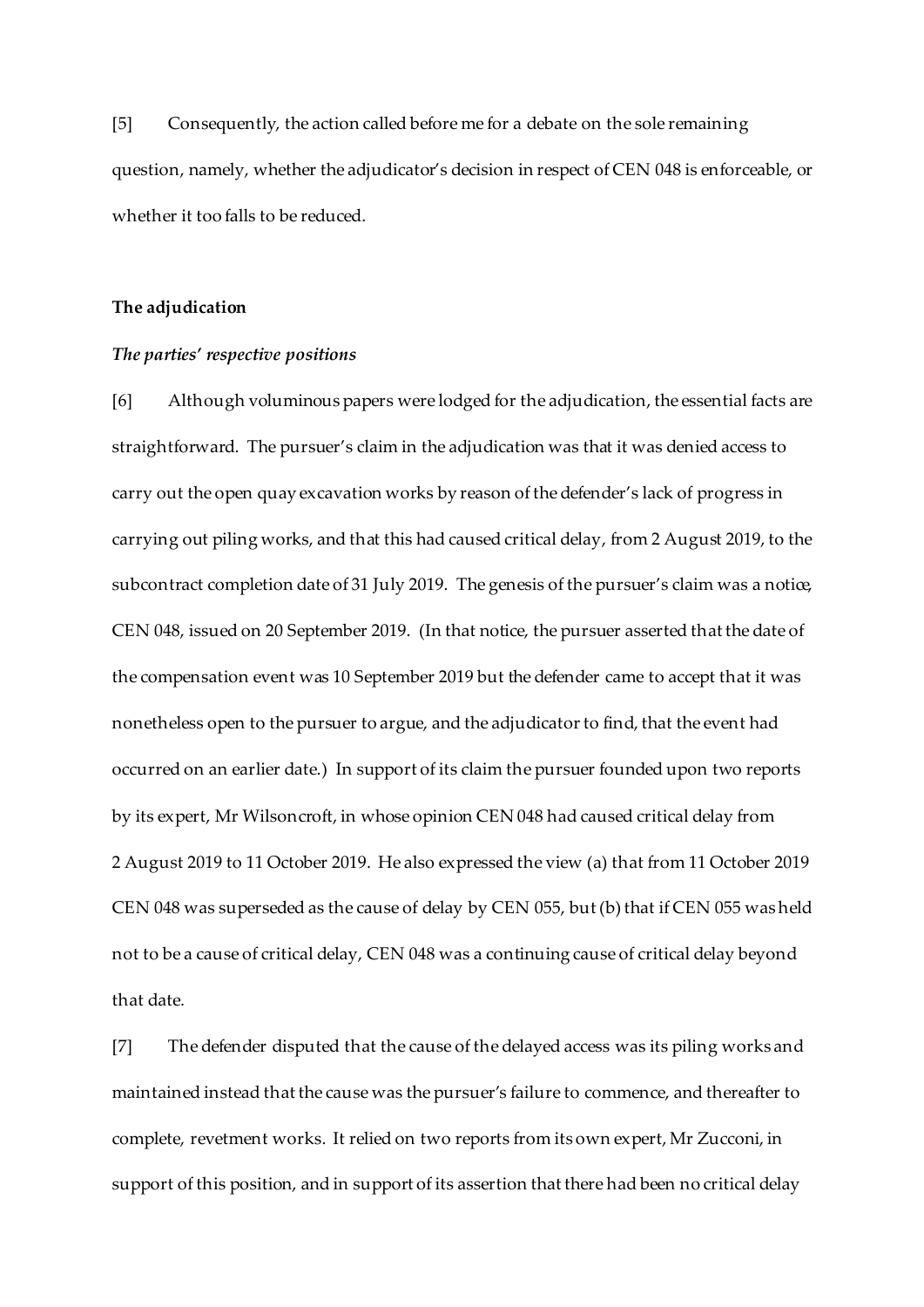[5] Consequently, the action called before me for a debate on the sole remaining question, namely, whether the adjudicator's decision in respect of CEN 048 is enforceable, or whether it too falls to be reduced.

**The adjudication**

***The parties' respective positions***

[6] Although voluminous papers were lodged for the adjudication, the essential facts are straightforward. The pursuer's claim in the adjudication was that it was denied access to carry out the open quay excavation works by reason of the defender's lack of progress in carrying out piling works, and that this had caused critical delay, from 2 August 2019, to the subcontract completion date of 31 July 2019. The genesis of the pursuer's claim was a notice, CEN 048, issued on 20 September 2019. (In that notice, the pursuer asserted that the date of the compensation event was 10 September 2019 but the defender came to accept that it was nonetheless open to the pursuer to argue, and the adjudicator to find, that the event had occurred on an earlier date.) In support of its claim the pursuer founded upon two reports by its expert, Mr Wilsoncroft, in whose opinion CEN 048 had caused critical delay from 2 August 2019 to 11 October 2019. He also expressed the view (a) that from 11 October 2019 CEN 048 was superseded as the cause of delay by CEN 055, but (b) that if CEN 055 was held not to be a cause of critical delay, CEN 048 was a continuing cause of critical delay beyond that date.

[7] The defender disputed that the cause of the delayed access was its piling works and maintained instead that the cause was the pursuer's failure to commence, and thereafter to complete, revetment works. It relied on two reports from its own expert, Mr Zucconi, in support of this position, and in support of its assertion that there had been no critical delay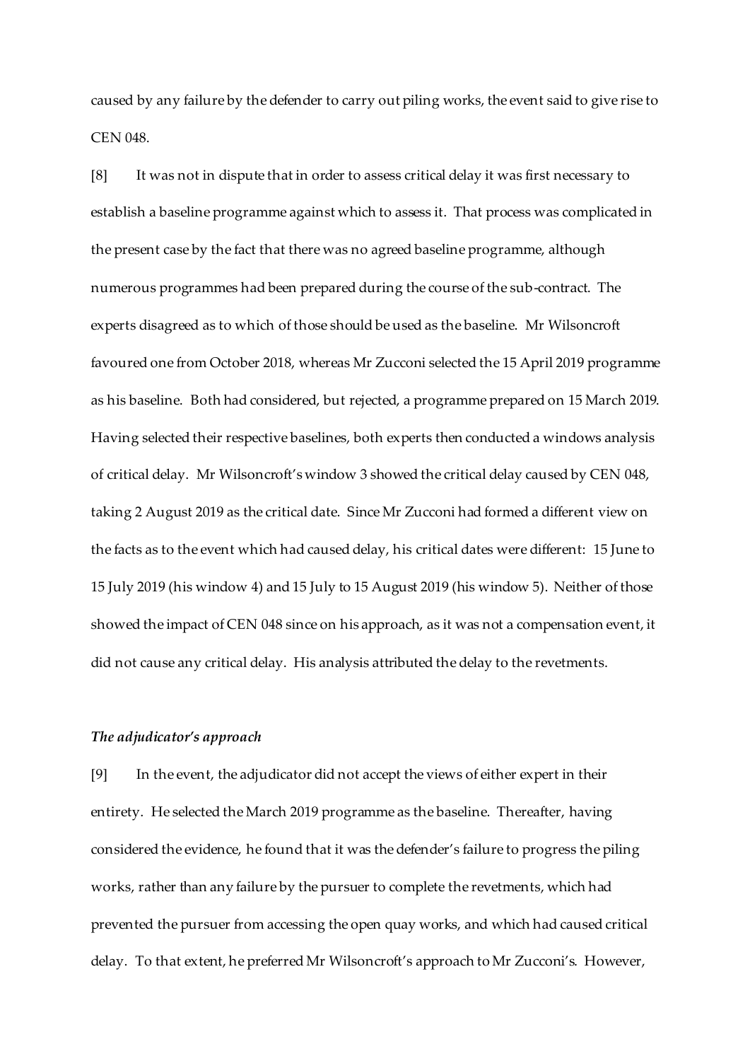caused by any failure by the defender to carry out piling works, the event said to give rise to CEN 048.

[8] It was not in dispute that in order to assess critical delay it was first necessary to establish a baseline programme against which to assess it. That process was complicated in the present case by the fact that there was no agreed baseline programme, although numerous programmes had been prepared during the course of the sub-contract. The experts disagreed as to which of those should be used as the baseline. Mr Wilsoncroft favoured one from October 2018, whereas Mr Zucconi selected the 15 April 2019 programme as his baseline. Both had considered, but rejected, a programme prepared on 15 March 2019. Having selected their respective baselines, both experts then conducted a windows analysis of critical delay. Mr Wilsoncroft's window 3 showed the critical delay caused by CEN 048, taking 2 August 2019 as the critical date. Since Mr Zucconi had formed a different view on the facts as to the event which had caused delay, his critical dates were different: 15 June to 15 July 2019 (his window 4) and 15 July to 15 August 2019 (his window 5). Neither of those showed the impact of CEN 048 since on his approach, as it was not a compensation event, it did not cause any critical delay. His analysis attributed the delay to the revetments.

### *The adjudicator's approach*

[9] In the event, the adjudicator did not accept the views of either expert in their entirety. He selected the March 2019 programme as the baseline. Thereafter, having considered the evidence, he found that it was the defender's failure to progress the piling works, rather than any failure by the pursuer to complete the revetments, which had prevented the pursuer from accessing the open quay works, and which had caused critical delay. To that extent, he preferred Mr Wilsoncroft's approach to Mr Zucconi's. However,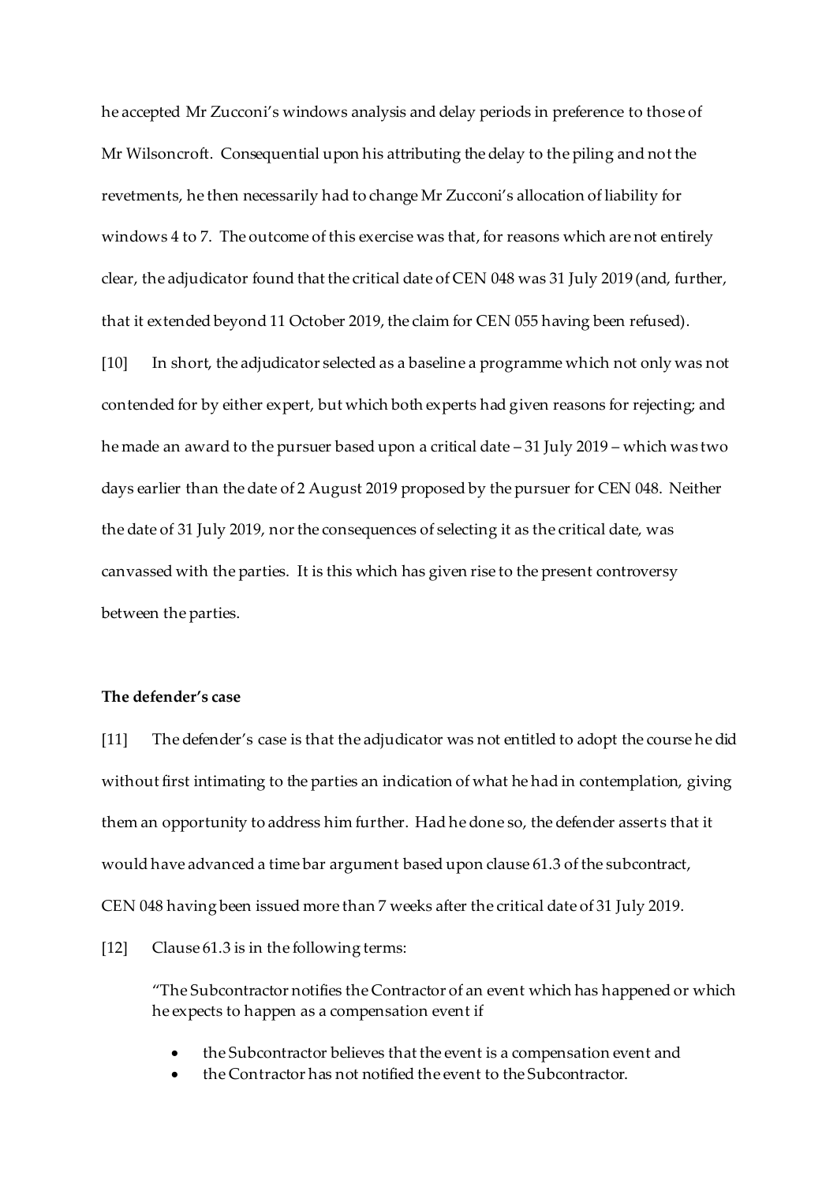he accepted Mr Zucconi's windows analysis and delay periods in preference to those of Mr Wilsoncroft. Consequential upon his attributing the delay to the piling and not the revetments, he then necessarily had to change Mr Zucconi's allocation of liability for windows 4 to 7. The outcome of this exercise was that, for reasons which are not entirely clear, the adjudicator found that the critical date of CEN 048 was 31 July 2019 (and, further, that it extended beyond 11 October 2019, the claim for CEN 055 having been refused).

[10] In short, the adjudicator selected as a baseline a programme which not only was not contended for by either expert, but which both experts had given reasons for rejecting; and he made an award to the pursuer based upon a critical date – 31 July 2019 – which was two days earlier than the date of 2 August 2019 proposed by the pursuer for CEN 048. Neither the date of 31 July 2019, nor the consequences of selecting it as the critical date, was canvassed with the parties. It is this which has given rise to the present controversy between the parties.

**The defender's case**

[11] The defender's case is that the adjudicator was not entitled to adopt the course he did without first intimating to the parties an indication of what he had in contemplation, giving them an opportunity to address him further. Had he done so, the defender asserts that it would have advanced a time bar argument based upon clause 61.3 of the subcontract, CEN 048 having been issued more than 7 weeks after the critical date of 31 July 2019.

[12] Clause 61.3 is in the following terms:

> "The Subcontractor notifies the Contractor of an event which has happened or which he expects to happen as a compensation event if
>
> - the Subcontractor believes that the event is a compensation event and
> - the Contractor has not notified the event to the Subcontractor.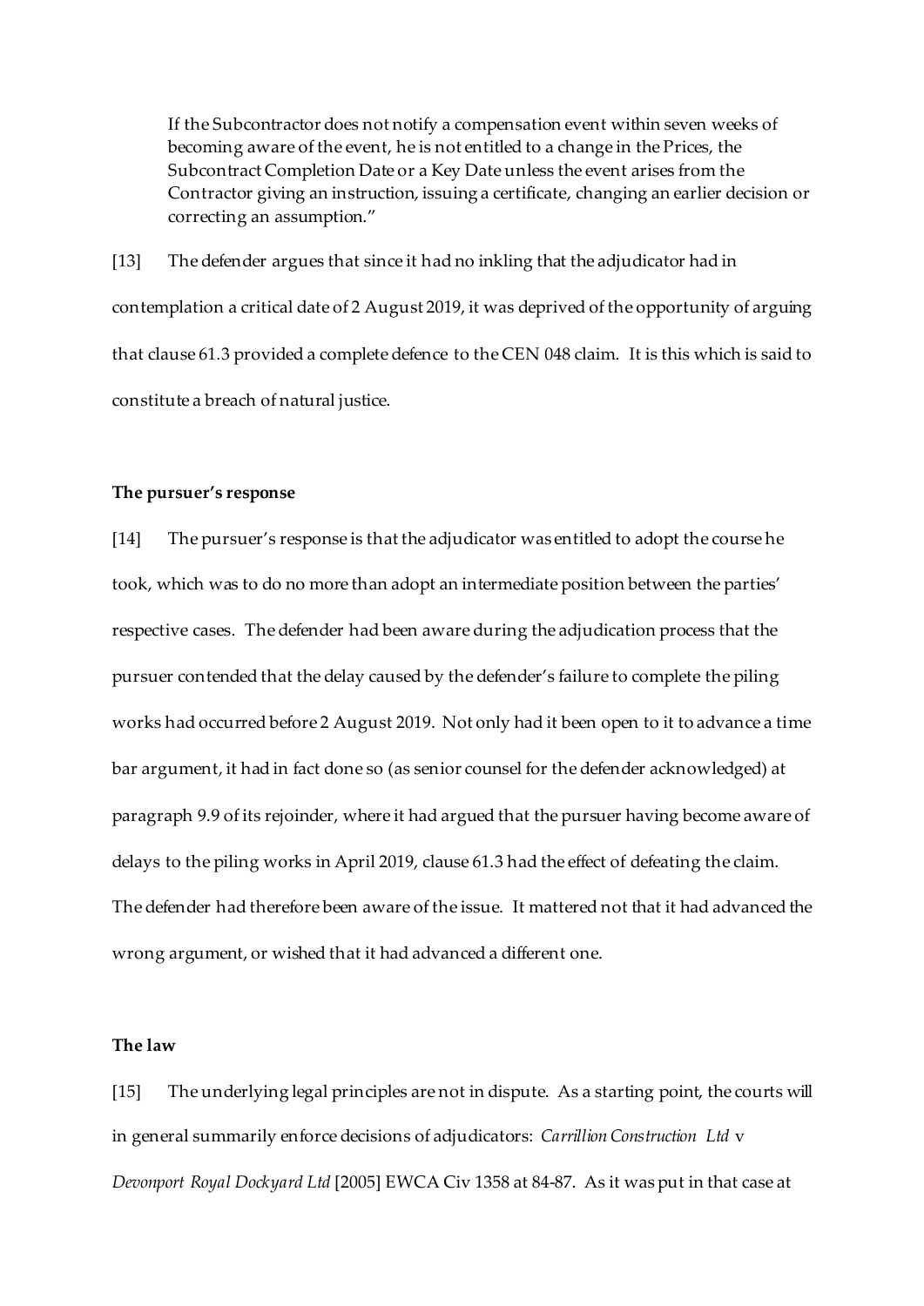If the Subcontractor does not notify a compensation event within seven weeks of becoming aware of the event, he is not entitled to a change in the Prices, the Subcontract Completion Date or a Key Date unless the event arises from the Contractor giving an instruction, issuing a certificate, changing an earlier decision or correcting an assumption."

[13] The defender argues that since it had no inkling that the adjudicator had in contemplation a critical date of 2 August 2019, it was deprived of the opportunity of arguing that clause 61.3 provided a complete defence to the CEN 048 claim. It is this which is said to constitute a breach of natural justice.

### The pursuer's response

[14] The pursuer's response is that the adjudicator was entitled to adopt the course he took, which was to do no more than adopt an intermediate position between the parties' respective cases. The defender had been aware during the adjudication process that the pursuer contended that the delay caused by the defender's failure to complete the piling works had occurred before 2 August 2019. Not only had it been open to it to advance a time bar argument, it had in fact done so (as senior counsel for the defender acknowledged) at paragraph 9.9 of its rejoinder, where it had argued that the pursuer having become aware of delays to the piling works in April 2019, clause 61.3 had the effect of defeating the claim. The defender had therefore been aware of the issue. It mattered not that it had advanced the wrong argument, or wished that it had advanced a different one.

### The law

[15] The underlying legal principles are not in dispute. As a starting point, the courts will in general summarily enforce decisions of adjudicators: *Carrillion Construction Ltd* v *Devonport Royal Dockyard Ltd* [2005] EWCA Civ 1358 at 84-87. As it was put in that case at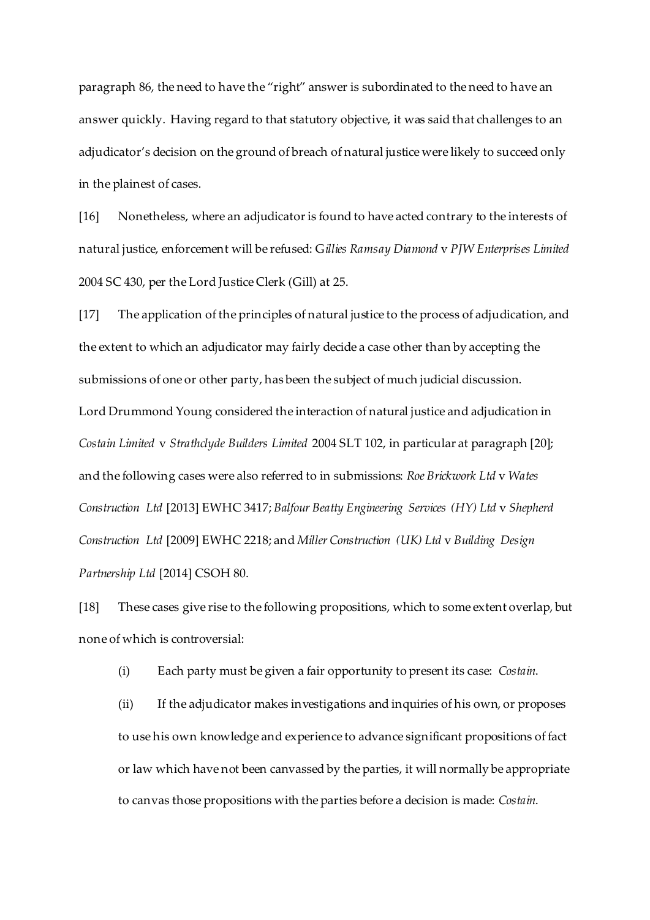paragraph 86, the need to have the "right" answer is subordinated to the need to have an answer quickly. Having regard to that statutory objective, it was said that challenges to an adjudicator's decision on the ground of breach of natural justice were likely to succeed only in the plainest of cases.

[16] Nonetheless, where an adjudicator is found to have acted contrary to the interests of natural justice, enforcement will be refused: G*illies Ramsay Diamond* v *PJW Enterprises Limited* 2004 SC 430, per the Lord Justice Clerk (Gill) at 25.

[17] The application of the principles of natural justice to the process of adjudication, and the extent to which an adjudicator may fairly decide a case other than by accepting the submissions of one or other party, has been the subject of much judicial discussion. Lord Drummond Young considered the interaction of natural justice and adjudication in *Costain Limited* v *Strathclyde Builders Limited* 2004 SLT 102, in particular at paragraph [20]; and the following cases were also referred to in submissions: *Roe Brickwork Ltd* v *Wates Construction Ltd* [2013] EWHC 3417; *Balfour Beatty Engineering Services (HY) Ltd* v *Shepherd Construction Ltd* [2009] EWHC 2218; and *Miller Construction (UK) Ltd* v *Building Design Partnership Ltd* [2014] CSOH 80.

[18] These cases give rise to the following propositions, which to some extent overlap, but none of which is controversial:

(i) Each party must be given a fair opportunity to present its case: *Costain*.

(ii) If the adjudicator makes investigations and inquiries of his own, or proposes to use his own knowledge and experience to advance significant propositions of fact or law which have not been canvassed by the parties, it will normally be appropriate to canvas those propositions with the parties before a decision is made: *Costain*.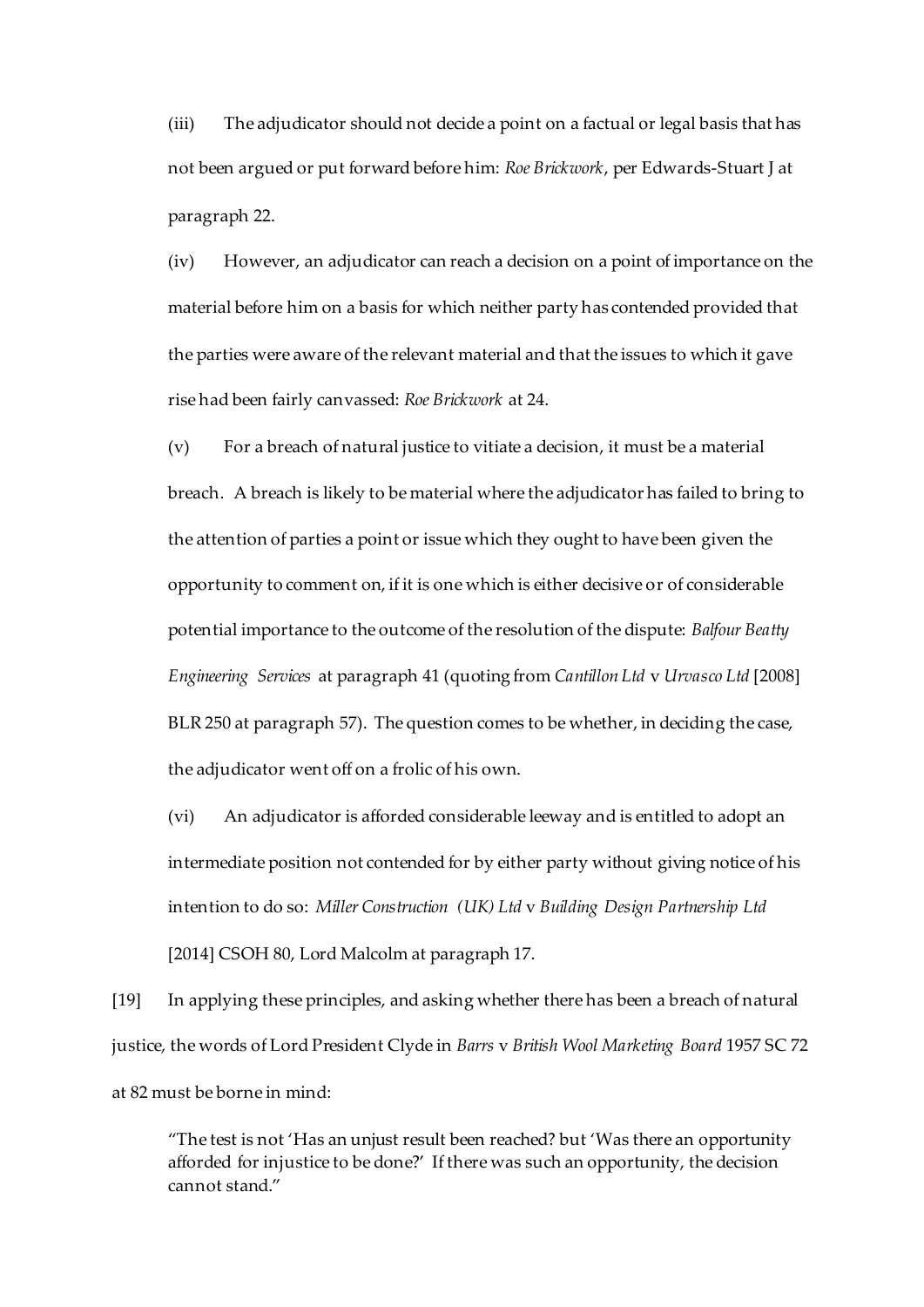(iii) The adjudicator should not decide a point on a factual or legal basis that has not been argued or put forward before him: *Roe Brickwork*, per Edwards-Stuart J at paragraph 22.

(iv) However, an adjudicator can reach a decision on a point of importance on the material before him on a basis for which neither party has contended provided that the parties were aware of the relevant material and that the issues to which it gave rise had been fairly canvassed: *Roe Brickwork* at 24.

(v) For a breach of natural justice to vitiate a decision, it must be a material breach. A breach is likely to be material where the adjudicator has failed to bring to the attention of parties a point or issue which they ought to have been given the opportunity to comment on, if it is one which is either decisive or of considerable potential importance to the outcome of the resolution of the dispute: *Balfour Beatty Engineering Services* at paragraph 41 (quoting from *Cantillon Ltd* v *Urvasco Ltd* [2008] BLR 250 at paragraph 57). The question comes to be whether, in deciding the case, the adjudicator went off on a frolic of his own.

(vi) An adjudicator is afforded considerable leeway and is entitled to adopt an intermediate position not contended for by either party without giving notice of his intention to do so: *Miller Construction (UK) Ltd* v *Building Design Partnership Ltd* [2014] CSOH 80, Lord Malcolm at paragraph 17.

[19] In applying these principles, and asking whether there has been a breach of natural justice, the words of Lord President Clyde in *Barrs* v *British Wool Marketing Board* 1957 SC 72 at 82 must be borne in mind:

> "The test is not 'Has an unjust result been reached? but 'Was there an opportunity afforded for injustice to be done?' If there was such an opportunity, the decision cannot stand."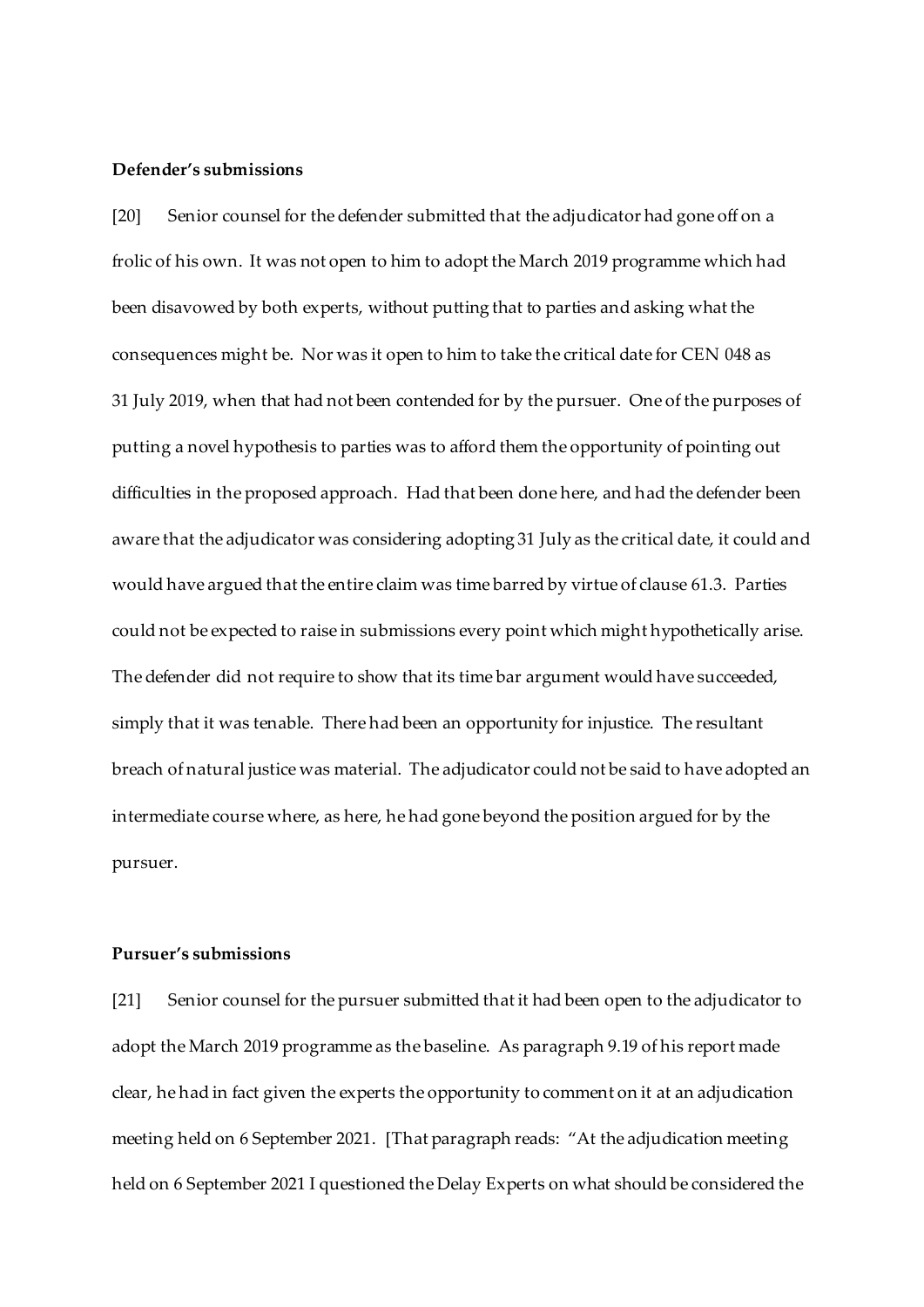**Defender's submissions**

[20] Senior counsel for the defender submitted that the adjudicator had gone off on a frolic of his own. It was not open to him to adopt the March 2019 programme which had been disavowed by both experts, without putting that to parties and asking what the consequences might be. Nor was it open to him to take the critical date for CEN 048 as 31 July 2019, when that had not been contended for by the pursuer. One of the purposes of putting a novel hypothesis to parties was to afford them the opportunity of pointing out difficulties in the proposed approach. Had that been done here, and had the defender been aware that the adjudicator was considering adopting 31 July as the critical date, it could and would have argued that the entire claim was time barred by virtue of clause 61.3. Parties could not be expected to raise in submissions every point which might hypothetically arise. The defender did not require to show that its time bar argument would have succeeded, simply that it was tenable. There had been an opportunity for injustice. The resultant breach of natural justice was material. The adjudicator could not be said to have adopted an intermediate course where, as here, he had gone beyond the position argued for by the pursuer.

**Pursuer's submissions**

[21] Senior counsel for the pursuer submitted that it had been open to the adjudicator to adopt the March 2019 programme as the baseline. As paragraph 9.19 of his report made clear, he had in fact given the experts the opportunity to comment on it at an adjudication meeting held on 6 September 2021. [That paragraph reads: "At the adjudication meeting held on 6 September 2021 I questioned the Delay Experts on what should be considered the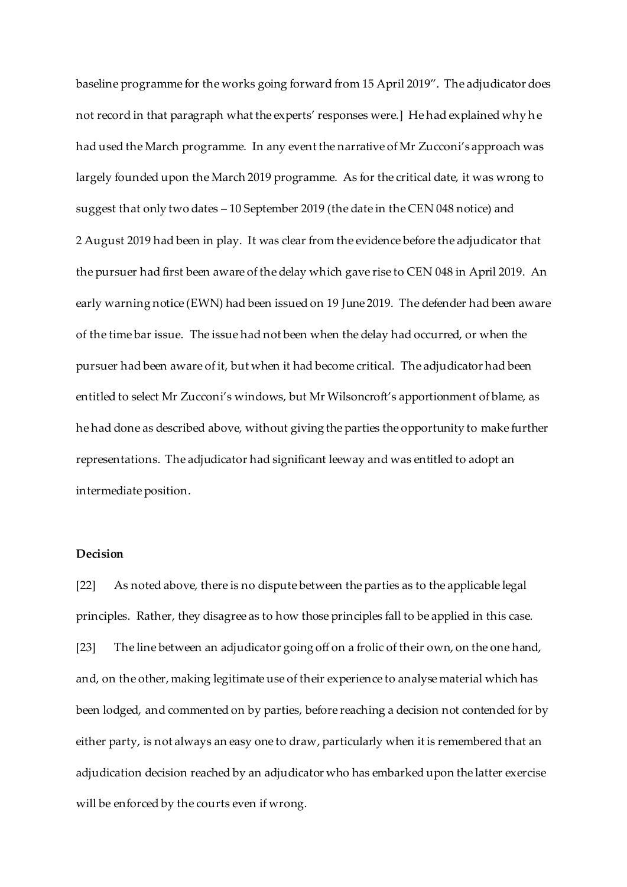baseline programme for the works going forward from 15 April 2019". The adjudicator does not record in that paragraph what the experts' responses were.] He had explained why he had used the March programme. In any event the narrative of Mr Zucconi's approach was largely founded upon the March 2019 programme. As for the critical date, it was wrong to suggest that only two dates – 10 September 2019 (the date in the CEN 048 notice) and 2 August 2019 had been in play. It was clear from the evidence before the adjudicator that the pursuer had first been aware of the delay which gave rise to CEN 048 in April 2019. An early warning notice (EWN) had been issued on 19 June 2019. The defender had been aware of the time bar issue. The issue had not been when the delay had occurred, or when the pursuer had been aware of it, but when it had become critical. The adjudicator had been entitled to select Mr Zucconi's windows, but Mr Wilsoncroft's apportionment of blame, as he had done as described above, without giving the parties the opportunity to make further representations. The adjudicator had significant leeway and was entitled to adopt an intermediate position.

**Decision**

[22] As noted above, there is no dispute between the parties as to the applicable legal principles. Rather, they disagree as to how those principles fall to be applied in this case.

[23] The line between an adjudicator going off on a frolic of their own, on the one hand, and, on the other, making legitimate use of their experience to analyse material which has been lodged, and commented on by parties, before reaching a decision not contended for by either party, is not always an easy one to draw, particularly when it is remembered that an adjudication decision reached by an adjudicator who has embarked upon the latter exercise will be enforced by the courts even if wrong.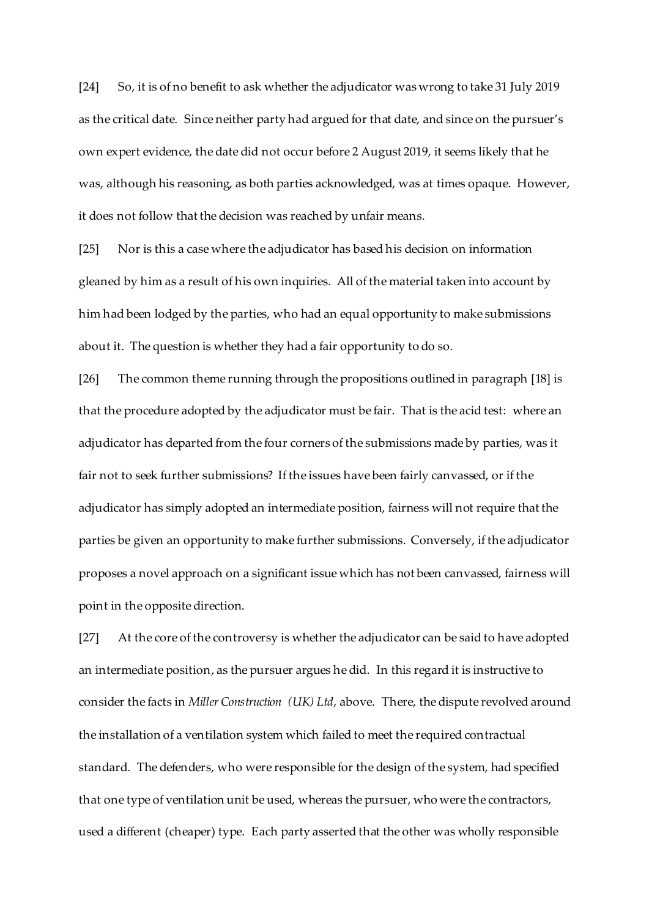[24] So, it is of no benefit to ask whether the adjudicator was wrong to take 31 July 2019 as the critical date. Since neither party had argued for that date, and since on the pursuer's own expert evidence, the date did not occur before 2 August 2019, it seems likely that he was, although his reasoning, as both parties acknowledged, was at times opaque. However, it does not follow that the decision was reached by unfair means.

[25] Nor is this a case where the adjudicator has based his decision on information gleaned by him as a result of his own inquiries. All of the material taken into account by him had been lodged by the parties, who had an equal opportunity to make submissions about it. The question is whether they had a fair opportunity to do so.

[26] The common theme running through the propositions outlined in paragraph [18] is that the procedure adopted by the adjudicator must be fair. That is the acid test: where an adjudicator has departed from the four corners of the submissions made by parties, was it fair not to seek further submissions? If the issues have been fairly canvassed, or if the adjudicator has simply adopted an intermediate position, fairness will not require that the parties be given an opportunity to make further submissions. Conversely, if the adjudicator proposes a novel approach on a significant issue which has not been canvassed, fairness will point in the opposite direction.

[27] At the core of the controversy is whether the adjudicator can be said to have adopted an intermediate position, as the pursuer argues he did. In this regard it is instructive to consider the facts in *Miller Construction (UK) Ltd*, above. There, the dispute revolved around the installation of a ventilation system which failed to meet the required contractual standard. The defenders, who were responsible for the design of the system, had specified that one type of ventilation unit be used, whereas the pursuer, who were the contractors, used a different (cheaper) type. Each party asserted that the other was wholly responsible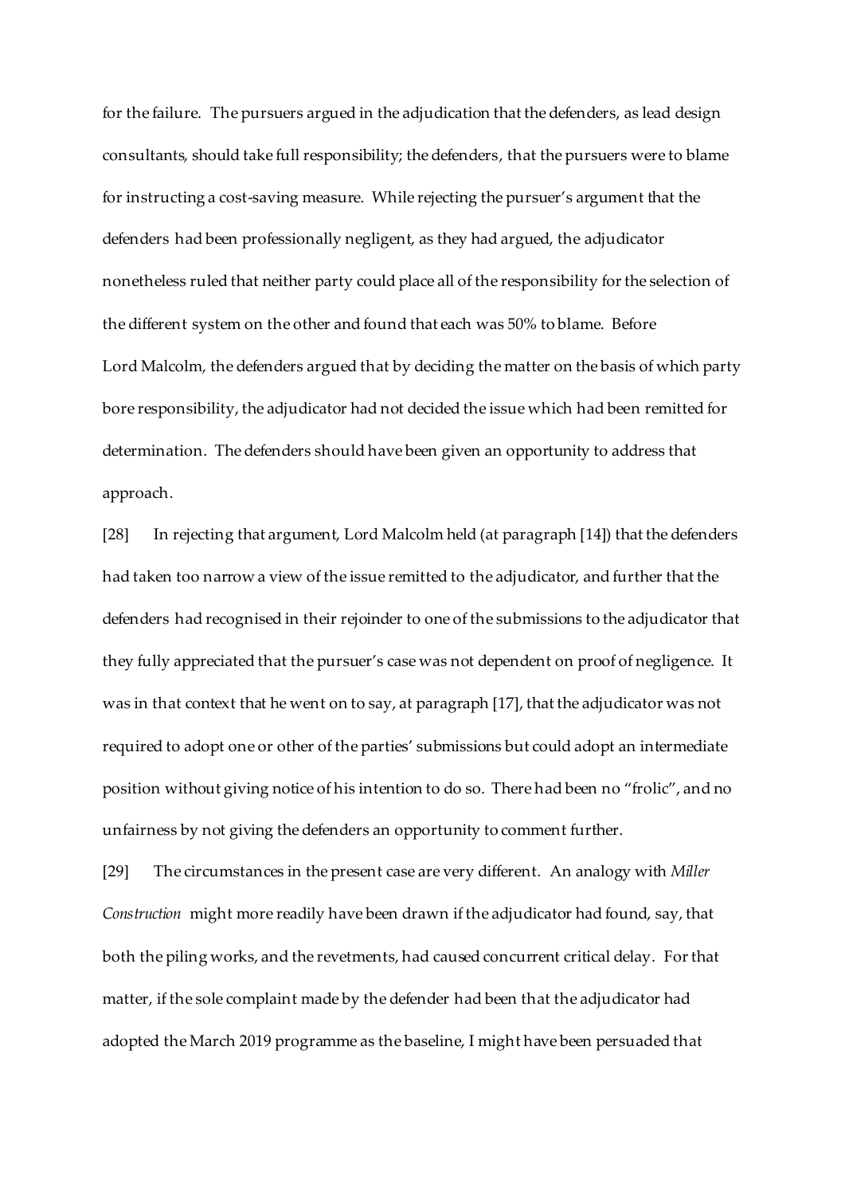for the failure. The pursuers argued in the adjudication that the defenders, as lead design consultants, should take full responsibility; the defenders, that the pursuers were to blame for instructing a cost-saving measure. While rejecting the pursuer's argument that the defenders had been professionally negligent, as they had argued, the adjudicator nonetheless ruled that neither party could place all of the responsibility for the selection of the different system on the other and found that each was 50% to blame. Before Lord Malcolm, the defenders argued that by deciding the matter on the basis of which party bore responsibility, the adjudicator had not decided the issue which had been remitted for determination. The defenders should have been given an opportunity to address that approach.

[28] In rejecting that argument, Lord Malcolm held (at paragraph [14]) that the defenders had taken too narrow a view of the issue remitted to the adjudicator, and further that the defenders had recognised in their rejoinder to one of the submissions to the adjudicator that they fully appreciated that the pursuer's case was not dependent on proof of negligence. It was in that context that he went on to say, at paragraph [17], that the adjudicator was not required to adopt one or other of the parties' submissions but could adopt an intermediate position without giving notice of his intention to do so. There had been no "frolic", and no unfairness by not giving the defenders an opportunity to comment further.

[29] The circumstances in the present case are very different. An analogy with *Miller Construction* might more readily have been drawn if the adjudicator had found, say, that both the piling works, and the revetments, had caused concurrent critical delay. For that matter, if the sole complaint made by the defender had been that the adjudicator had adopted the March 2019 programme as the baseline, I might have been persuaded that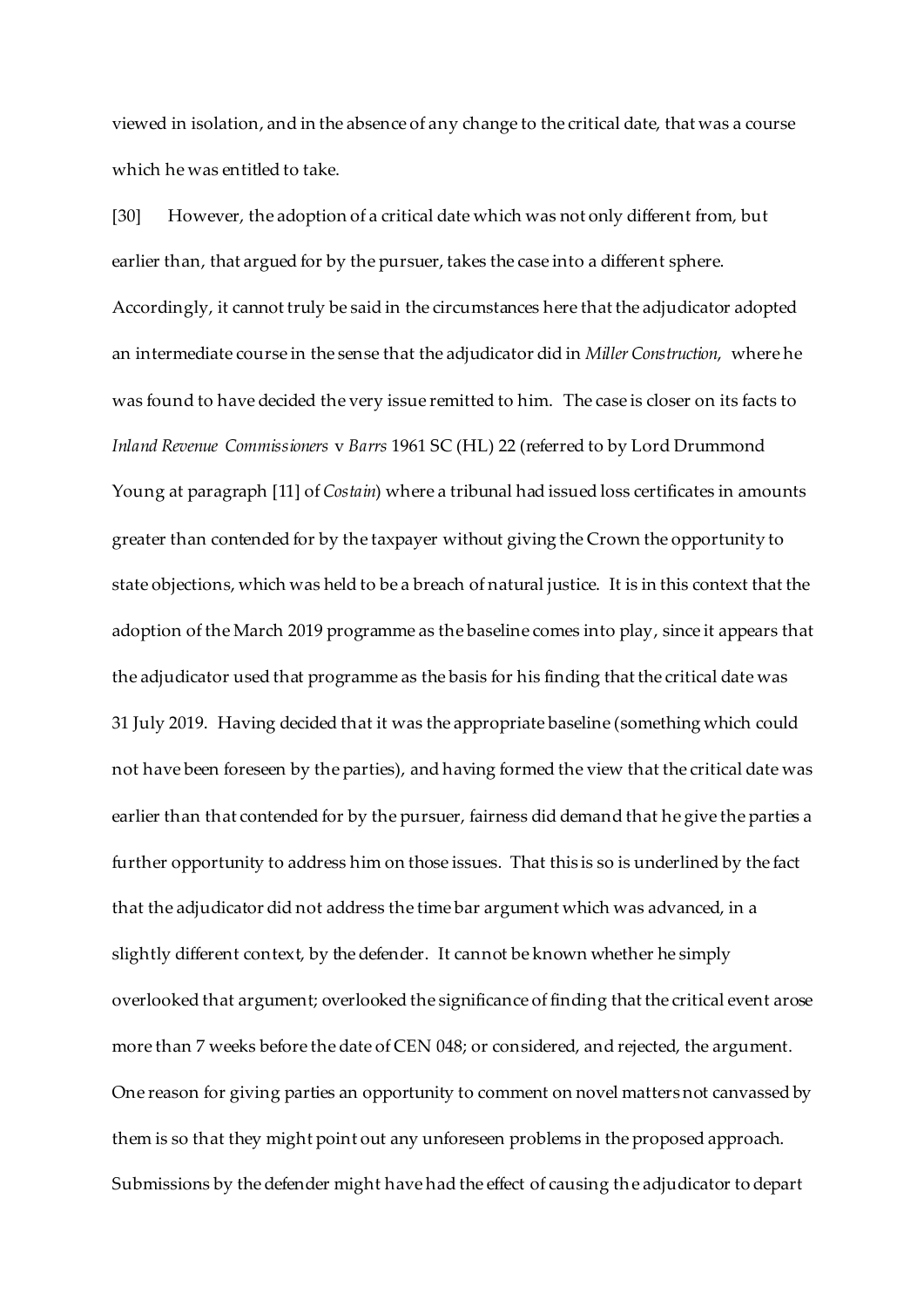viewed in isolation, and in the absence of any change to the critical date, that was a course which he was entitled to take.

[30] However, the adoption of a critical date which was not only different from, but earlier than, that argued for by the pursuer, takes the case into a different sphere. Accordingly, it cannot truly be said in the circumstances here that the adjudicator adopted an intermediate course in the sense that the adjudicator did in *Miller Construction*, where he was found to have decided the very issue remitted to him. The case is closer on its facts to *Inland Revenue Commissioners* v *Barrs* 1961 SC (HL) 22 (referred to by Lord Drummond Young at paragraph [11] of *Costain*) where a tribunal had issued loss certificates in amounts greater than contended for by the taxpayer without giving the Crown the opportunity to state objections, which was held to be a breach of natural justice. It is in this context that the adoption of the March 2019 programme as the baseline comes into play, since it appears that the adjudicator used that programme as the basis for his finding that the critical date was 31 July 2019. Having decided that it was the appropriate baseline (something which could not have been foreseen by the parties), and having formed the view that the critical date was earlier than that contended for by the pursuer, fairness did demand that he give the parties a further opportunity to address him on those issues. That this is so is underlined by the fact that the adjudicator did not address the time bar argument which was advanced, in a slightly different context, by the defender. It cannot be known whether he simply overlooked that argument; overlooked the significance of finding that the critical event arose more than 7 weeks before the date of CEN 048; or considered, and rejected, the argument. One reason for giving parties an opportunity to comment on novel matters not canvassed by them is so that they might point out any unforeseen problems in the proposed approach. Submissions by the defender might have had the effect of causing the adjudicator to depart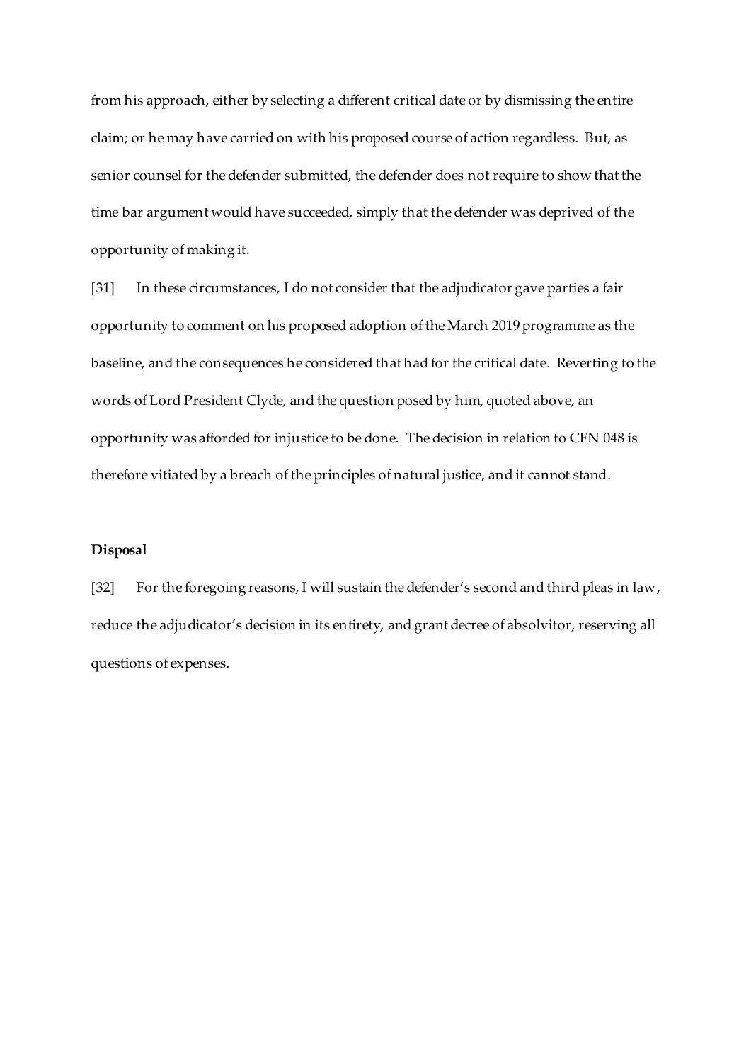from his approach, either by selecting a different critical date or by dismissing the entire claim; or he may have carried on with his proposed course of action regardless. But, as senior counsel for the defender submitted, the defender does not require to show that the time bar argument would have succeeded, simply that the defender was deprived of the opportunity of making it.

[31] In these circumstances, I do not consider that the adjudicator gave parties a fair opportunity to comment on his proposed adoption of the March 2019 programme as the baseline, and the consequences he considered that had for the critical date. Reverting to the words of Lord President Clyde, and the question posed by him, quoted above, an opportunity was afforded for injustice to be done. The decision in relation to CEN 048 is therefore vitiated by a breach of the principles of natural justice, and it cannot stand.

**Disposal**

[32] For the foregoing reasons, I will sustain the defender's second and third pleas in law, reduce the adjudicator's decision in its entirety, and grant decree of absolvitor, reserving all questions of expenses.